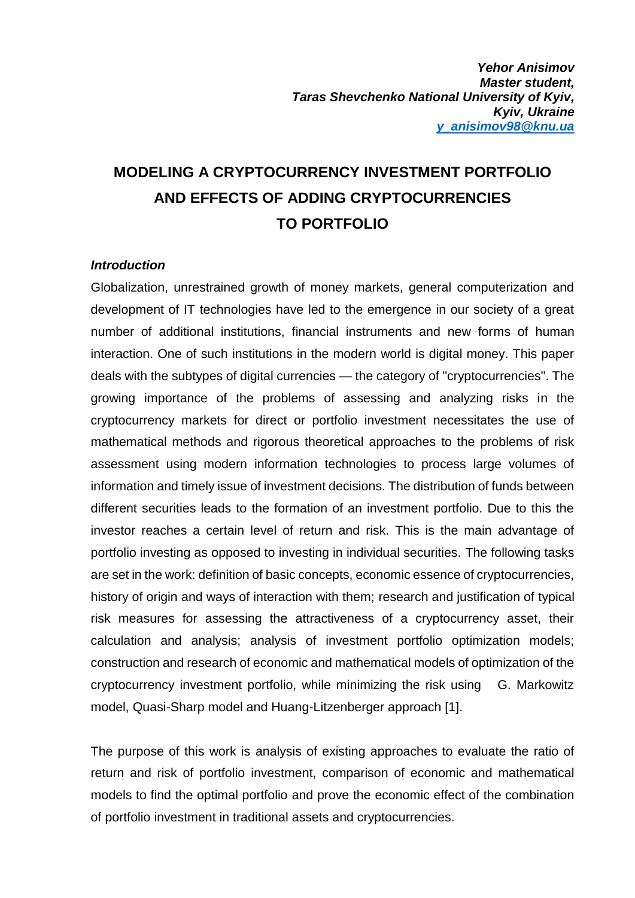***Yehor Anisimov***
***Master student,***
***Taras Shevchenko National University of Kyiv,***
***Kyiv, Ukraine***
***y_anisimov98@knu.ua***

# MODELING A CRYPTOCURRENCY INVESTMENT PORTFOLIO AND EFFECTS OF ADDING CRYPTOCURRENCIES TO PORTFOLIO

***Introduction***

Globalization, unrestrained growth of money markets, general computerization and development of IT technologies have led to the emergence in our society of a great number of additional institutions, financial instruments and new forms of human interaction. One of such institutions in the modern world is digital money. This paper deals with the subtypes of digital currencies — the category of "cryptocurrencies". The growing importance of the problems of assessing and analyzing risks in the cryptocurrency markets for direct or portfolio investment necessitates the use of mathematical methods and rigorous theoretical approaches to the problems of risk assessment using modern information technologies to process large volumes of information and timely issue of investment decisions. The distribution of funds between different securities leads to the formation of an investment portfolio. Due to this the investor reaches a certain level of return and risk. This is the main advantage of portfolio investing as opposed to investing in individual securities. The following tasks are set in the work: definition of basic concepts, economic essence of cryptocurrencies, history of origin and ways of interaction with them; research and justification of typical risk measures for assessing the attractiveness of a cryptocurrency asset, their calculation and analysis; analysis of investment portfolio optimization models; construction and research of economic and mathematical models of optimization of the cryptocurrency investment portfolio, while minimizing the risk using G. Markowitz model, Quasi-Sharp model and Huang-Litzenberger approach [1].

The purpose of this work is analysis of existing approaches to evaluate the ratio of return and risk of portfolio investment, comparison of economic and mathematical models to find the optimal portfolio and prove the economic effect of the combination of portfolio investment in traditional assets and cryptocurrencies.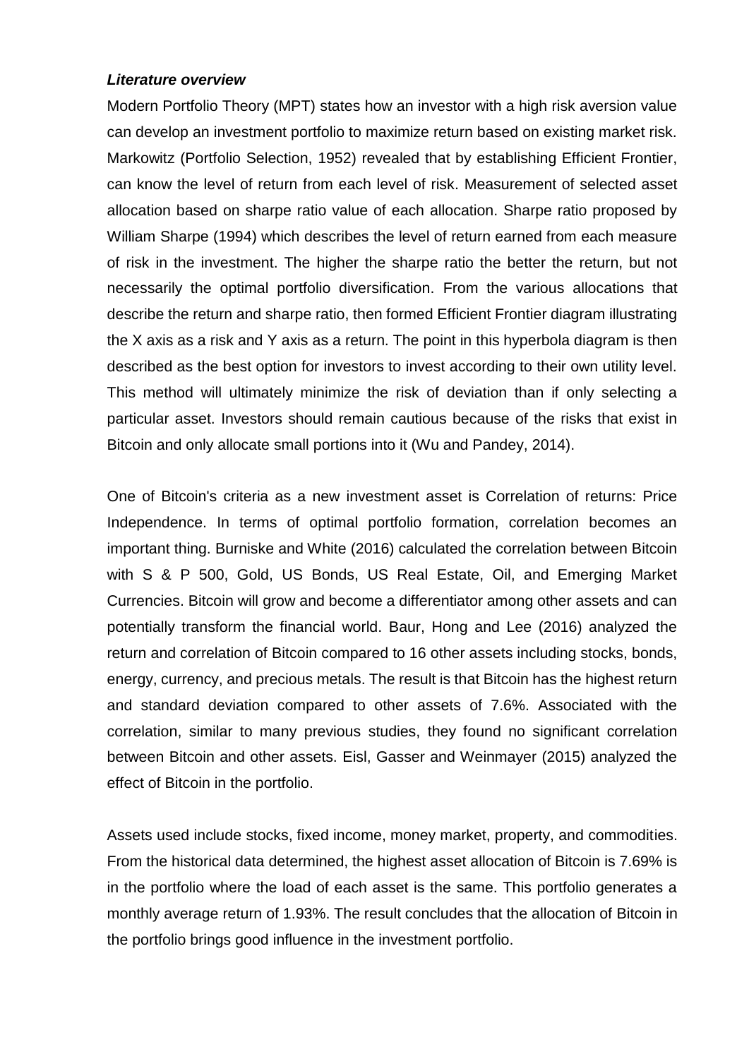***Literature overview***

Modern Portfolio Theory (MPT) states how an investor with a high risk aversion value can develop an investment portfolio to maximize return based on existing market risk. Markowitz (Portfolio Selection, 1952) revealed that by establishing Efficient Frontier, can know the level of return from each level of risk. Measurement of selected asset allocation based on sharpe ratio value of each allocation. Sharpe ratio proposed by William Sharpe (1994) which describes the level of return earned from each measure of risk in the investment. The higher the sharpe ratio the better the return, but not necessarily the optimal portfolio diversification. From the various allocations that describe the return and sharpe ratio, then formed Efficient Frontier diagram illustrating the X axis as a risk and Y axis as a return. The point in this hyperbola diagram is then described as the best option for investors to invest according to their own utility level. This method will ultimately minimize the risk of deviation than if only selecting a particular asset. Investors should remain cautious because of the risks that exist in Bitcoin and only allocate small portions into it (Wu and Pandey, 2014).

One of Bitcoin's criteria as a new investment asset is Correlation of returns: Price Independence. In terms of optimal portfolio formation, correlation becomes an important thing. Burniske and White (2016) calculated the correlation between Bitcoin with S & P 500, Gold, US Bonds, US Real Estate, Oil, and Emerging Market Currencies. Bitcoin will grow and become a differentiator among other assets and can potentially transform the financial world. Baur, Hong and Lee (2016) analyzed the return and correlation of Bitcoin compared to 16 other assets including stocks, bonds, energy, currency, and precious metals. The result is that Bitcoin has the highest return and standard deviation compared to other assets of 7.6%. Associated with the correlation, similar to many previous studies, they found no significant correlation between Bitcoin and other assets. Eisl, Gasser and Weinmayer (2015) analyzed the effect of Bitcoin in the portfolio.

Assets used include stocks, fixed income, money market, property, and commodities. From the historical data determined, the highest asset allocation of Bitcoin is 7.69% is in the portfolio where the load of each asset is the same. This portfolio generates a monthly average return of 1.93%. The result concludes that the allocation of Bitcoin in the portfolio brings good influence in the investment portfolio.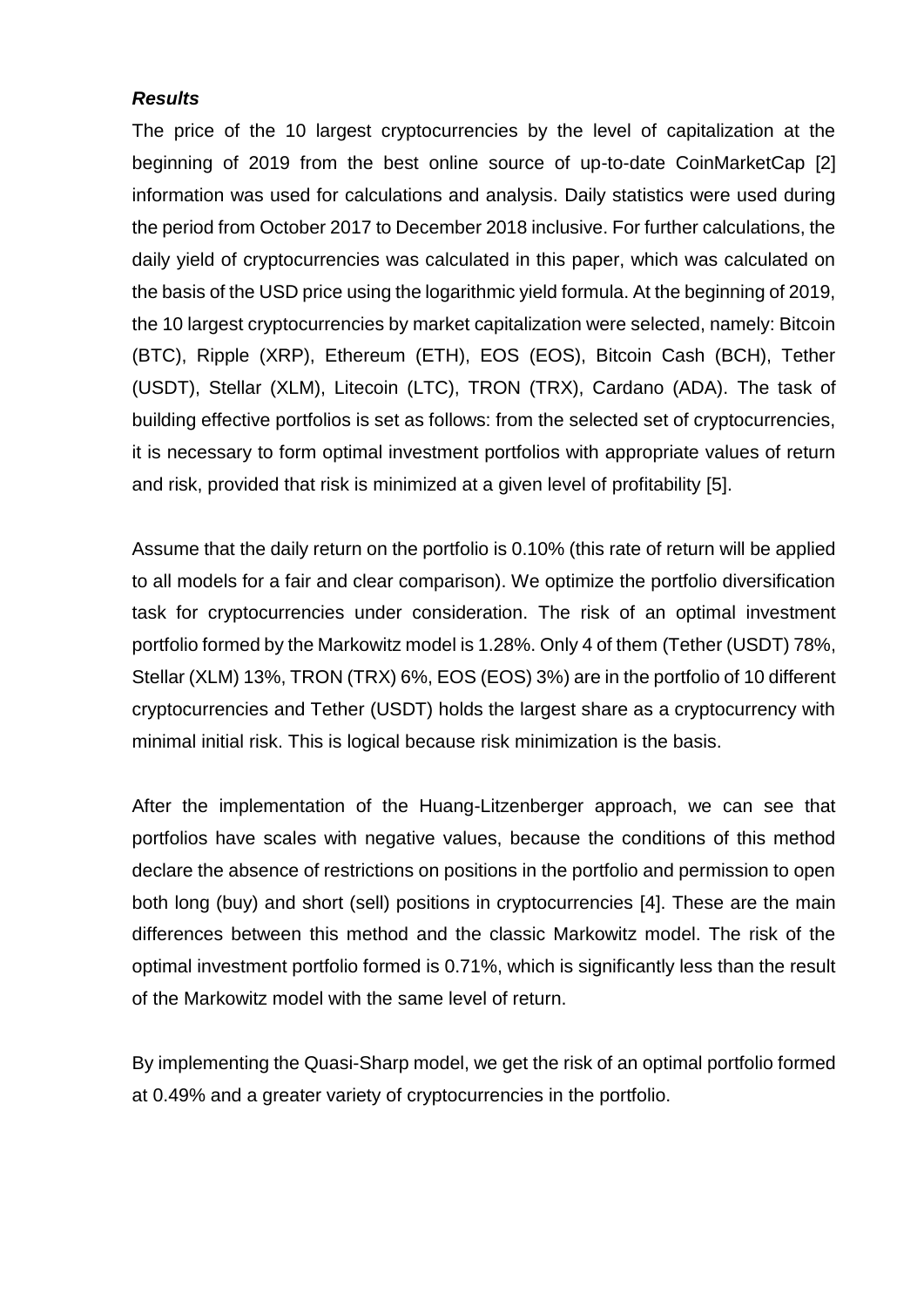***Results***

The price of the 10 largest cryptocurrencies by the level of capitalization at the beginning of 2019 from the best online source of up-to-date CoinMarketCap [2] information was used for calculations and analysis. Daily statistics were used during the period from October 2017 to December 2018 inclusive. For further calculations, the daily yield of cryptocurrencies was calculated in this paper, which was calculated on the basis of the USD price using the logarithmic yield formula. At the beginning of 2019, the 10 largest cryptocurrencies by market capitalization were selected, namely: Bitcoin (BTC), Ripple (XRP), Ethereum (ETH), EOS (EOS), Bitcoin Cash (BCH), Tether (USDT), Stellar (XLM), Litecoin (LTC), TRON (TRX), Cardano (ADA). The task of building effective portfolios is set as follows: from the selected set of cryptocurrencies, it is necessary to form optimal investment portfolios with appropriate values of return and risk, provided that risk is minimized at a given level of profitability [5].

Assume that the daily return on the portfolio is 0.10% (this rate of return will be applied to all models for a fair and clear comparison). We optimize the portfolio diversification task for cryptocurrencies under consideration. The risk of an optimal investment portfolio formed by the Markowitz model is 1.28%. Only 4 of them (Tether (USDT) 78%, Stellar (XLM) 13%, TRON (TRX) 6%, EOS (EOS) 3%) are in the portfolio of 10 different cryptocurrencies and Tether (USDT) holds the largest share as a cryptocurrency with minimal initial risk. This is logical because risk minimization is the basis.

After the implementation of the Huang-Litzenberger approach, we can see that portfolios have scales with negative values, because the conditions of this method declare the absence of restrictions on positions in the portfolio and permission to open both long (buy) and short (sell) positions in cryptocurrencies [4]. These are the main differences between this method and the classic Markowitz model. The risk of the optimal investment portfolio formed is 0.71%, which is significantly less than the result of the Markowitz model with the same level of return.

By implementing the Quasi-Sharp model, we get the risk of an optimal portfolio formed at 0.49% and a greater variety of cryptocurrencies in the portfolio.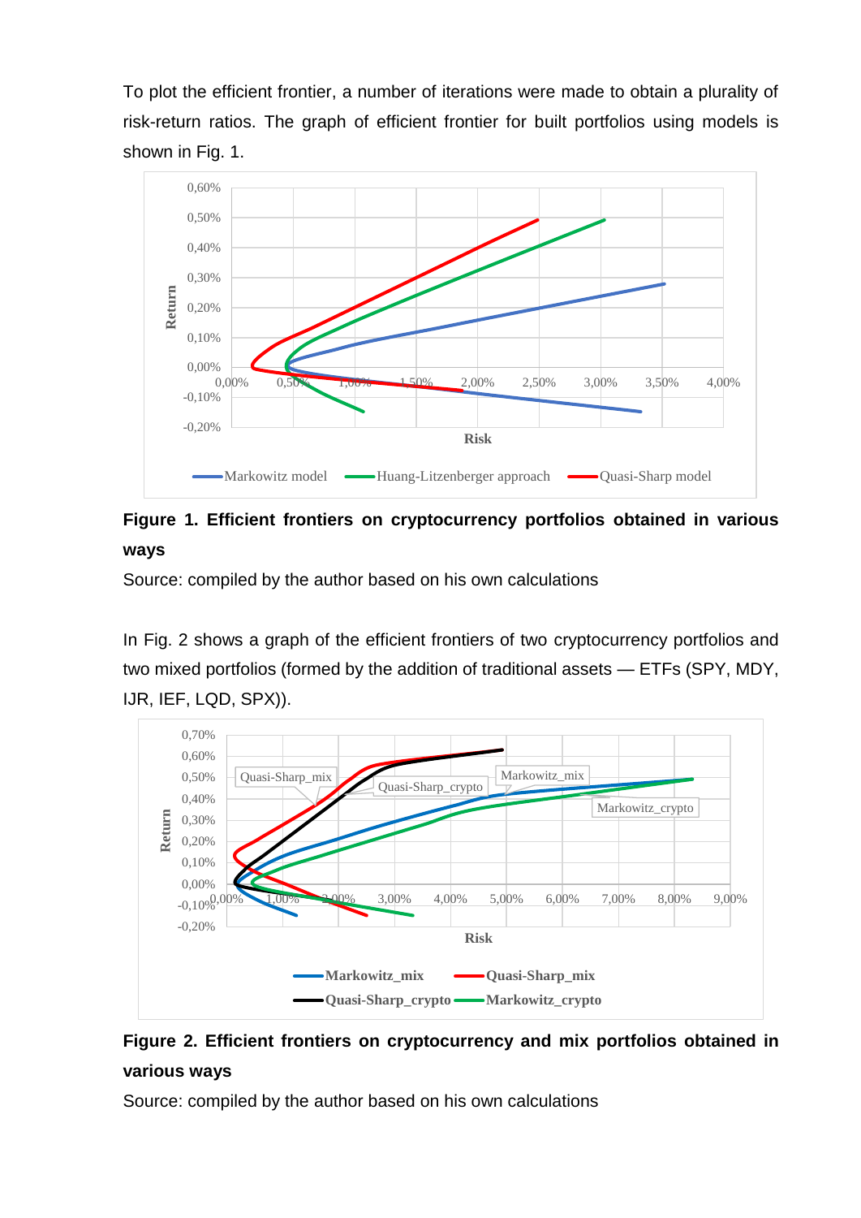To plot the efficient frontier, a number of iterations were made to obtain a plurality of risk-return ratios. The graph of efficient frontier for built portfolios using models is shown in Fig. 1.

**Figure 1. Efficient frontiers on cryptocurrency portfolios obtained in various ways**

Source: compiled by the author based on his own calculations

In Fig. 2 shows a graph of the efficient frontiers of two cryptocurrency portfolios and two mixed portfolios (formed by the addition of traditional assets — ETFs (SPY, MDY, IJR, IEF, LQD, SPX)).

**Figure 2. Efficient frontiers on cryptocurrency and mix portfolios obtained in various ways**

Source: compiled by the author based on his own calculations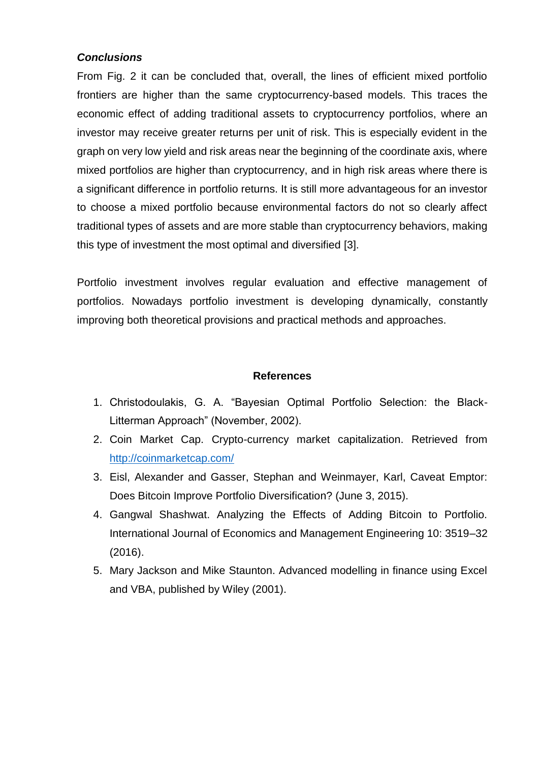***Conclusions***

From Fig. 2 it can be concluded that, overall, the lines of efficient mixed portfolio frontiers are higher than the same cryptocurrency-based models. This traces the economic effect of adding traditional assets to cryptocurrency portfolios, where an investor may receive greater returns per unit of risk. This is especially evident in the graph on very low yield and risk areas near the beginning of the coordinate axis, where mixed portfolios are higher than cryptocurrency, and in high risk areas where there is a significant difference in portfolio returns. It is still more advantageous for an investor to choose a mixed portfolio because environmental factors do not so clearly affect traditional types of assets and are more stable than cryptocurrency behaviors, making this type of investment the most optimal and diversified [3].

Portfolio investment involves regular evaluation and effective management of portfolios. Nowadays portfolio investment is developing dynamically, constantly improving both theoretical provisions and practical methods and approaches.

## References

1. Christodoulakis, G. A. "Bayesian Optimal Portfolio Selection: the Black-Litterman Approach" (November, 2002).
2. Coin Market Cap. Crypto-currency market capitalization. Retrieved from http://coinmarketcap.com/
3. Eisl, Alexander and Gasser, Stephan and Weinmayer, Karl, Caveat Emptor: Does Bitcoin Improve Portfolio Diversification? (June 3, 2015).
4. Gangwal Shashwat. Analyzing the Effects of Adding Bitcoin to Portfolio. International Journal of Economics and Management Engineering 10: 3519–32 (2016).
5. Mary Jackson and Mike Staunton. Advanced modelling in finance using Excel and VBA, published by Wiley (2001).